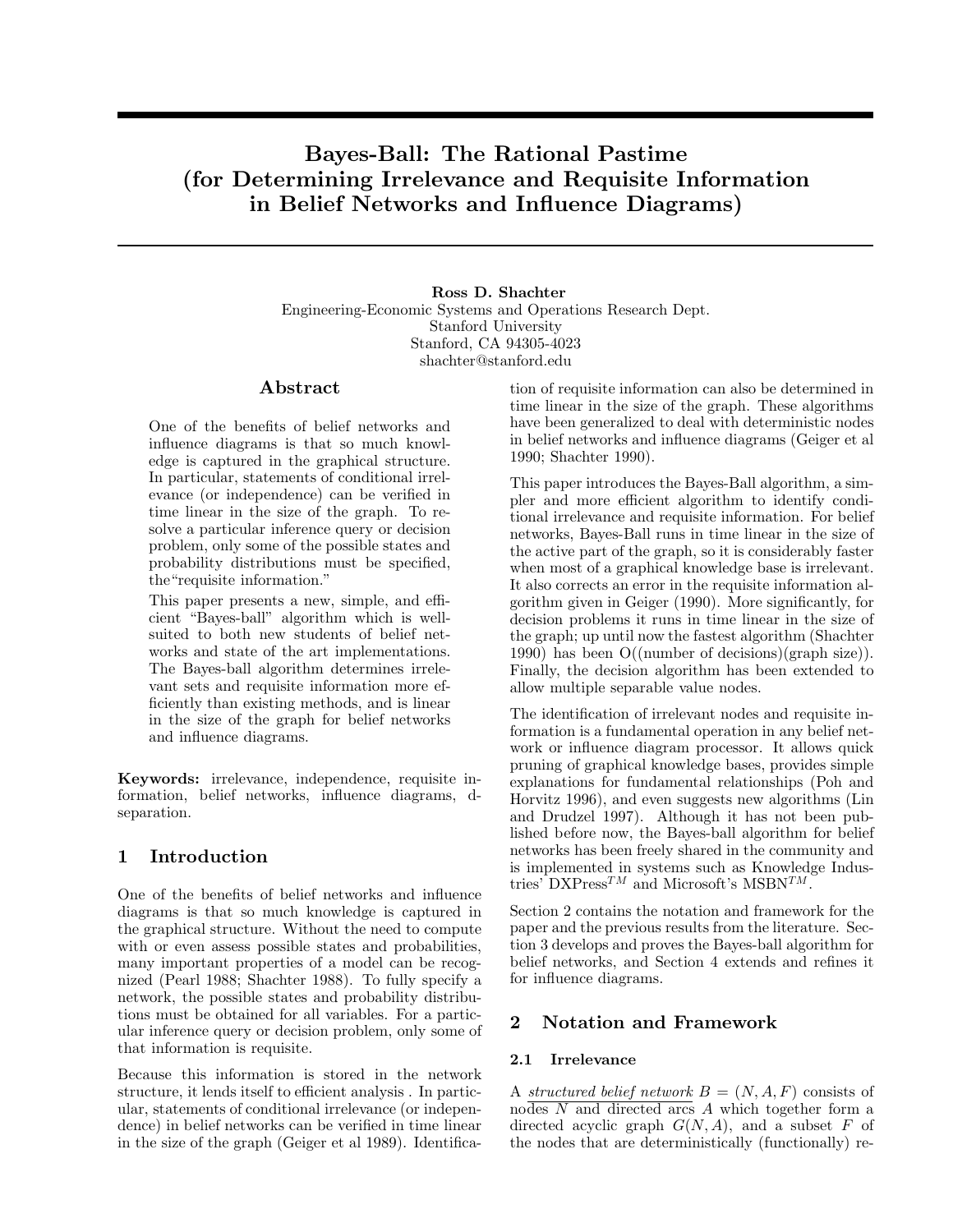# Bayes-Ball: The Rational Pastime (for Determining Irrelevance and Requisite Information in Belief Networks and Influence Diagrams)

**Ross D. Shachter**
Engineering-Economic Systems and Operations Research Dept.
Stanford University
Stanford, CA 94305-4023
shachter@stanford.edu

## Abstract

One of the benefits of belief networks and influence diagrams is that so much knowledge is captured in the graphical structure. In particular, statements of conditional irrelevance (or independence) can be verified in time linear in the size of the graph. To resolve a particular inference query or decision problem, only some of the possible states and probability distributions must be specified, the"requisite information."

This paper presents a new, simple, and efficient "Bayes-ball" algorithm which is well-suited to both new students of belief networks and state of the art implementations. The Bayes-ball algorithm determines irrelevant sets and requisite information more efficiently than existing methods, and is linear in the size of the graph for belief networks and influence diagrams.

**Keywords:** irrelevance, independence, requisite information, belief networks, influence diagrams, d-separation.

## 1 Introduction

One of the benefits of belief networks and influence diagrams is that so much knowledge is captured in the graphical structure. Without the need to compute with or even assess possible states and probabilities, many important properties of a model can be recognized (Pearl 1988; Shachter 1988). To fully specify a network, the possible states and probability distributions must be obtained for all variables. For a particular inference query or decision problem, only some of that information is requisite.

Because this information is stored in the network structure, it lends itself to efficient analysis . In particular, statements of conditional irrelevance (or independence) in belief networks can be verified in time linear in the size of the graph (Geiger et al 1989). Identification of requisite information can also be determined in time linear in the size of the graph. These algorithms have been generalized to deal with deterministic nodes in belief networks and influence diagrams (Geiger et al 1990; Shachter 1990).

This paper introduces the Bayes-Ball algorithm, a simpler and more efficient algorithm to identify conditional irrelevance and requisite information. For belief networks, Bayes-Ball runs in time linear in the size of the active part of the graph, so it is considerably faster when most of a graphical knowledge base is irrelevant. It also corrects an error in the requisite information algorithm given in Geiger (1990). More significantly, for decision problems it runs in time linear in the size of the graph; up until now the fastest algorithm (Shachter 1990) has been O((number of decisions)(graph size)). Finally, the decision algorithm has been extended to allow multiple separable value nodes.

The identification of irrelevant nodes and requisite information is a fundamental operation in any belief network or influence diagram processor. It allows quick pruning of graphical knowledge bases, provides simple explanations for fundamental relationships (Poh and Horvitz 1996), and even suggests new algorithms (Lin and Drudzel 1997). Although it has not been published before now, the Bayes-ball algorithm for belief networks has been freely shared in the community and is implemented in systems such as Knowledge Industries' DXPress$^{TM}$ and Microsoft's MSBN$^{TM}$.

Section 2 contains the notation and framework for the paper and the previous results from the literature. Section 3 develops and proves the Bayes-ball algorithm for belief networks, and Section 4 extends and refines it for influence diagrams.

## 2 Notation and Framework

### 2.1 Irrelevance

A <u>structured belief network</u> $B = (N, A, F)$ consists of nodes $N$ and directed arcs $A$ which together form a directed acyclic graph $G(N, A)$, and a subset $F$ of the nodes that are deterministically (functionally) re-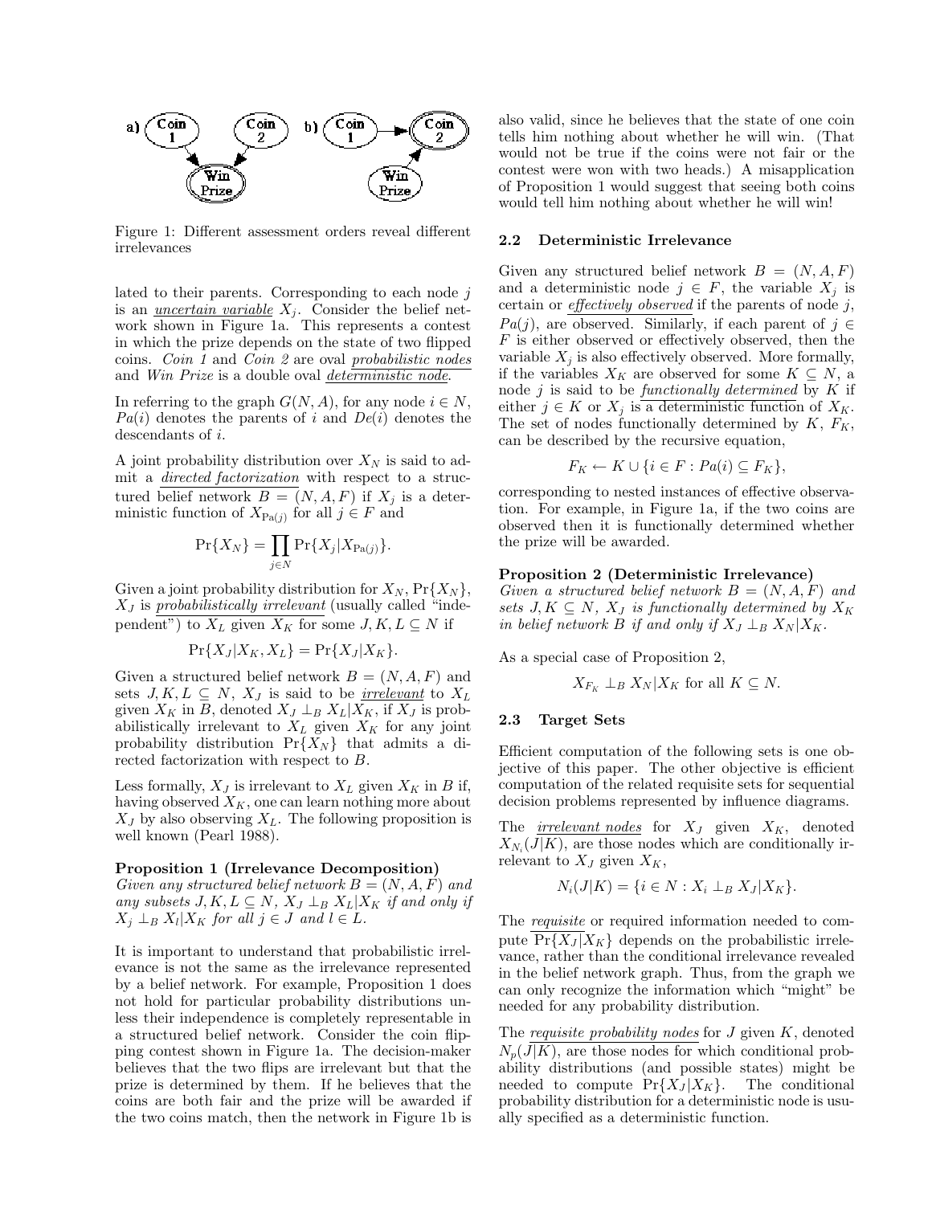Figure 1: Different assessment orders reveal different irrelevances

lated to their parents. Corresponding to each node $j$ is an *uncertain variable* $X_j$. Consider the belief network shown in Figure 1a. This represents a contest in which the prize depends on the state of two flipped coins. *Coin 1* and *Coin 2* are oval *probabilistic nodes* and *Win Prize* is a double oval *deterministic node*.

In referring to the graph $G(N, A)$, for any node $i \in N$, $Pa(i)$ denotes the parents of $i$ and $De(i)$ denotes the descendants of $i$.

A joint probability distribution over $X_N$ is said to admit a *directed factorization* with respect to a structured belief network $B = (N, A, F)$ if $X_j$ is a deterministic function of $X_{\mathrm{Pa}(j)}$ for all $j \in F$ and

$$\Pr\{X_N\} = \prod_{j \in N} \Pr\{X_j | X_{\mathrm{Pa}(j)}\}.$$

Given a joint probability distribution for $X_N$, $\Pr\{X_N\}$, $X_J$ is *probabilistically irrelevant* (usually called "independent") to $X_L$ given $X_K$ for some $J, K, L \subseteq N$ if

$$\Pr\{X_J | X_K, X_L\} = \Pr\{X_J | X_K\}.$$

Given a structured belief network $B = (N, A, F)$ and sets $J, K, L \subseteq N$, $X_J$ is said to be *irrelevant* to $X_L$ given $X_K$ in $B$, denoted $X_J \perp_B X_L | X_K$, if $X_J$ is probabilistically irrelevant to $X_L$ given $X_K$ for any joint probability distribution $\Pr\{X_N\}$ that admits a directed factorization with respect to $B$.

Less formally, $X_J$ is irrelevant to $X_L$ given $X_K$ in $B$ if, having observed $X_K$, one can learn nothing more about $X_J$ by also observing $X_L$. The following proposition is well known (Pearl 1988).

**Proposition 1 (Irrelevance Decomposition)** *Given any structured belief network $B = (N, A, F)$ and any subsets $J, K, L \subseteq N$, $X_J \perp_B X_L | X_K$ if and only if $X_j \perp_B X_l | X_K$ for all $j \in J$ and $l \in L$.*

It is important to understand that probabilistic irrelevance is not the same as the irrelevance represented by a belief network. For example, Proposition 1 does not hold for particular probability distributions unless their independence is completely representable in a structured belief network. Consider the coin flipping contest shown in Figure 1a. The decision-maker believes that the two flips are irrelevant but that the prize is determined by them. If he believes that the coins are both fair and the prize will be awarded if the two coins match, then the network in Figure 1b is also valid, since he believes that the state of one coin tells him nothing about whether he will win. (That would not be true if the coins were not fair or the contest were won with two heads.) A misapplication of Proposition 1 would suggest that seeing both coins would tell him nothing about whether he will win!

### 2.2 Deterministic Irrelevance

Given any structured belief network $B = (N, A, F)$ and a deterministic node $j \in F$, the variable $X_j$ is certain or *effectively observed* if the parents of node $j$, $Pa(j)$, are observed. Similarly, if each parent of $j \in F$ is either observed or effectively observed, then the variable $X_j$ is also effectively observed. More formally, if the variables $X_K$ are observed for some $K \subseteq N$, a node $j$ is said to be *functionally determined* by $K$ if either $j \in K$ or $X_j$ is a deterministic function of $X_K$. The set of nodes functionally determined by $K$, $F_K$, can be described by the recursive equation,

$$F_K \leftarrow K \cup \{i \in F : Pa(i) \subseteq F_K\},$$

corresponding to nested instances of effective observation. For example, in Figure 1a, if the two coins are observed then it is functionally determined whether the prize will be awarded.

**Proposition 2 (Deterministic Irrelevance)** *Given a structured belief network $B = (N, A, F)$ and sets $J, K \subseteq N$, $X_J$ is functionally determined by $X_K$ in belief network $B$ if and only if $X_J \perp_B X_N | X_K$.*

As a special case of Proposition 2,

$$X_{F_K} \perp_B X_N | X_K \text{ for all } K \subseteq N.$$

### 2.3 Target Sets

Efficient computation of the following sets is one objective of this paper. The other objective is efficient computation of the related requisite sets for sequential decision problems represented by influence diagrams.

The *irrelevant nodes* for $X_J$ given $X_K$, denoted $X_{N_i}(J|K)$, are those nodes which are conditionally irrelevant to $X_J$ given $X_K$,

$$N_i(J|K) = \{i \in N : X_i \perp_B X_J | X_K\}.$$

The *requisite* or required information needed to compute $\Pr\{X_J|X_K\}$ depends on the probabilistic irrelevance, rather than the conditional irrelevance revealed in the belief network graph. Thus, from the graph we can only recognize the information which "might" be needed for any probability distribution.

The *requisite probability nodes* for $J$ given $K$, denoted $N_p(J|K)$, are those nodes for which conditional probability distributions (and possible states) might be needed to compute $\Pr\{X_J|X_K\}$. The conditional probability distribution for a deterministic node is usually specified as a deterministic function.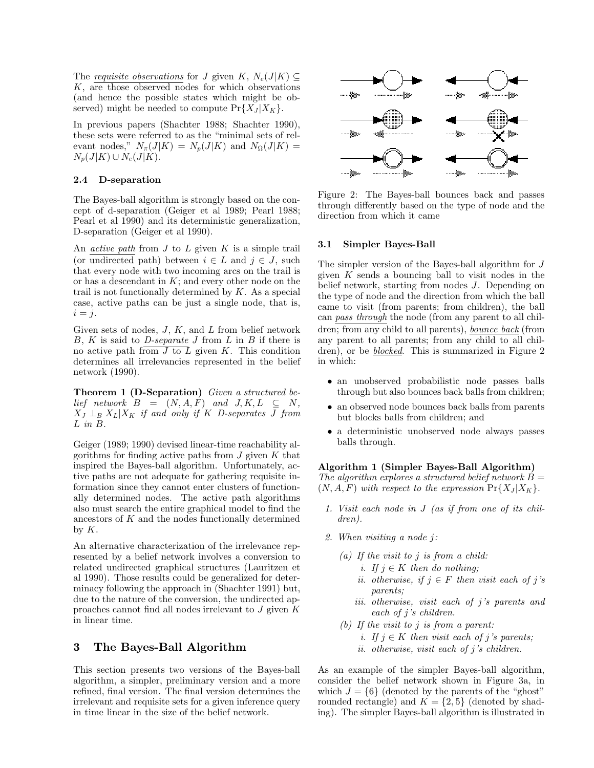The requisite observations for $J$ given $K$, $N_e(J|K) \subseteq K$, are those observed nodes for which observations (and hence the possible states which might be observed) might be needed to compute $\Pr\{X_J|X_K\}$.

In previous papers (Shachter 1988; Shachter 1990), these sets were referred to as the "minimal sets of relevant nodes," $N_\pi(J|K) = N_p(J|K)$ and $N_\Omega(J|K) = N_p(J|K) \cup N_e(J|K)$.

### 2.4 D-separation

The Bayes-ball algorithm is strongly based on the concept of d-separation (Geiger et al 1989; Pearl 1988; Pearl et al 1990) and its deterministic generalization, D-separation (Geiger et al 1990).

An active path from $J$ to $L$ given $K$ is a simple trail (or undirected path) between $i \in L$ and $j \in J$, such that every node with two incoming arcs on the trail is or has a descendant in $K$; and every other node on the trail is not functionally determined by $K$. As a special case, active paths can be just a single node, that is, $i = j$.

Given sets of nodes, $J$, $K$, and $L$ from belief network $B$, $K$ is said to D-separate $J$ from $L$ in $B$ if there is no active path from $J$ to $L$ given $K$. This condition determines all irrelevancies represented in the belief network (1990).

**Theorem 1 (D-Separation)** *Given a structured belief network $B = (N, A, F)$ and $J, K, L \subseteq N$, $X_J \perp_B X_L | X_K$ if and only if $K$ D-separates $J$ from $L$ in $B$.*

Geiger (1989; 1990) devised linear-time reachability algorithms for finding active paths from $J$ given $K$ that inspired the Bayes-ball algorithm. Unfortunately, active paths are not adequate for gathering requisite information since they cannot enter clusters of functionally determined nodes. The active path algorithms also must search the entire graphical model to find the ancestors of $K$ and the nodes functionally determined by $K$.

An alternative characterization of the irrelevance represented by a belief network involves a conversion to related undirected graphical structures (Lauritzen et al 1990). Those results could be generalized for determinacy following the approach in (Shachter 1991) but, due to the nature of the conversion, the undirected approaches cannot find all nodes irrelevant to $J$ given $K$ in linear time.

## 3 The Bayes-Ball Algorithm

This section presents two versions of the Bayes-ball algorithm, a simpler, preliminary version and a more refined, final version. The final version determines the irrelevant and requisite sets for a given inference query in time linear in the size of the belief network.

Figure 2: The Bayes-ball bounces back and passes through differently based on the type of node and the direction from which it came

### 3.1 Simpler Bayes-Ball

The simpler version of the Bayes-ball algorithm for $J$ given $K$ sends a bouncing ball to visit nodes in the belief network, starting from nodes $J$. Depending on the type of node and the direction from which the ball came to visit (from parents; from children), the ball can pass through the node (from any parent to all children; from any child to all parents), bounce back (from any parent to all parents; from any child to all children), or be *blocked*. This is summarized in Figure 2 in which:

- an unobserved probabilistic node passes balls through but also bounces back balls from children;
- an observed node bounces back balls from parents but blocks balls from children; and
- a deterministic unobserved node always passes balls through.

**Algorithm 1 (Simpler Bayes-Ball Algorithm)** *The algorithm explores a structured belief network $B = (N, A, F)$ with respect to the expression $\Pr\{X_J|X_K\}$.*

1. *Visit each node in $J$ (as if from one of its children).*
2. *When visiting a node $j$:*
   - (a) *If the visit to $j$ is from a child:*
     - i. *If $j \in K$ then do nothing;*
     - ii. *otherwise, if $j \in F$ then visit each of $j$'s parents;*
     - iii. *otherwise, visit each of $j$'s parents and each of $j$'s children.*
   - (b) *If the visit to $j$ is from a parent:*
     - i. *If $j \in K$ then visit each of $j$'s parents;*
     - ii. *otherwise, visit each of $j$'s children.*

As an example of the simpler Bayes-ball algorithm, consider the belief network shown in Figure 3a, in which $J = \{6\}$ (denoted by the parents of the "ghost" rounded rectangle) and $K = \{2, 5\}$ (denoted by shading). The simpler Bayes-ball algorithm is illustrated in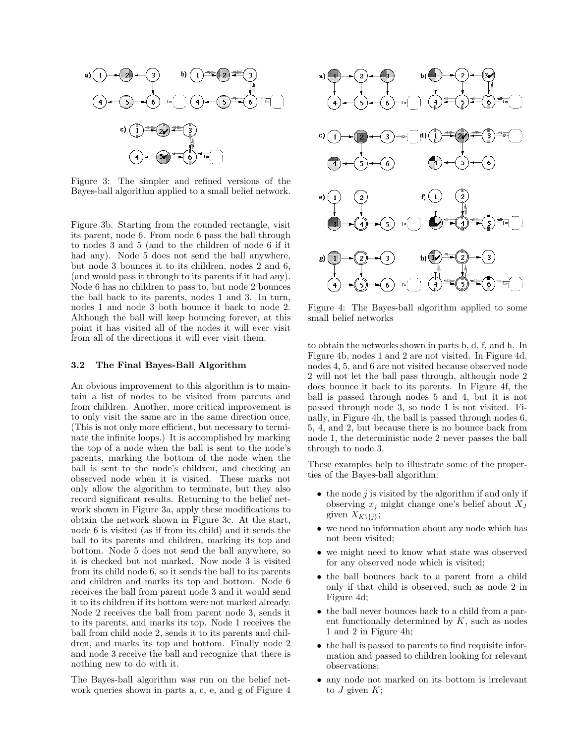Figure 3: The simpler and refined versions of the Bayes-ball algorithm applied to a small belief network.

Figure 3b. Starting from the rounded rectangle, visit its parent, node 6. From node 6 pass the ball through to nodes 3 and 5 (and to the children of node 6 if it had any). Node 5 does not send the ball anywhere, but node 3 bounces it to its children, nodes 2 and 6, (and would pass it through to its parents if it had any). Node 6 has no children to pass to, but node 2 bounces the ball back to its parents, nodes 1 and 3. In turn, nodes 1 and node 3 both bounce it back to node 2. Although the ball will keep bouncing forever, at this point it has visited all of the nodes it will ever visit from all of the directions it will ever visit them.

### 3.2 The Final Bayes-Ball Algorithm

An obvious improvement to this algorithm is to maintain a list of nodes to be visited from parents and from children. Another, more critical improvement is to only visit the same arc in the same direction once. (This is not only more efficient, but necessary to terminate the infinite loops.) It is accomplished by marking the top of a node when the ball is sent to the node's parents, marking the bottom of the node when the ball is sent to the node's children, and checking an observed node when it is visited. These marks not only allow the algorithm to terminate, but they also record significant results. Returning to the belief network shown in Figure 3a, apply these modifications to obtain the network shown in Figure 3c. At the start, node 6 is visited (as if from its child) and it sends the ball to its parents and children, marking its top and bottom. Node 5 does not send the ball anywhere, so it is checked but not marked. Now node 3 is visited from its child node 6, so it sends the ball to its parents and children and marks its top and bottom. Node 6 receives the ball from parent node 3 and it would send it to its children if its bottom were not marked already. Node 2 receives the ball from parent node 3, sends it to its parents, and marks its top. Node 1 receives the ball from child node 2, sends it to its parents and children, and marks its top and bottom. Finally node 2 and node 3 receive the ball and recognize that there is nothing new to do with it.

The Bayes-ball algorithm was run on the belief network queries shown in parts a, c, e, and g of Figure 4

Figure 4: The Bayes-ball algorithm applied to some small belief networks

to obtain the networks shown in parts b, d, f, and h. In Figure 4b, nodes 1 and 2 are not visited. In Figure 4d, nodes 4, 5, and 6 are not visited because observed node 2 will not let the ball pass through, although node 2 does bounce it back to its parents. In Figure 4f, the ball is passed through nodes 5 and 4, but it is not passed through node 3, so node 1 is not visited. Finally, in Figure 4h, the ball is passed through nodes 6, 5, 4, and 2, but because there is no bounce back from node 1, the deterministic node 2 never passes the ball through to node 3.

These examples help to illustrate some of the properties of the Bayes-ball algorithm:

- the node $j$ is visited by the algorithm if and only if observing $x_j$ might change one's belief about $X_J$ given $X_{K\setminus\{j\}}$;
- we need no information about any node which has not been visited;
- we might need to know what state was observed for any observed node which is visited;
- the ball bounces back to a parent from a child only if that child is observed, such as node 2 in Figure 4d;
- the ball never bounces back to a child from a parent functionally determined by $K$, such as nodes 1 and 2 in Figure 4h;
- the ball is passed to parents to find requisite information and passed to children looking for relevant observations;
- any node not marked on its bottom is irrelevant to $J$ given $K$;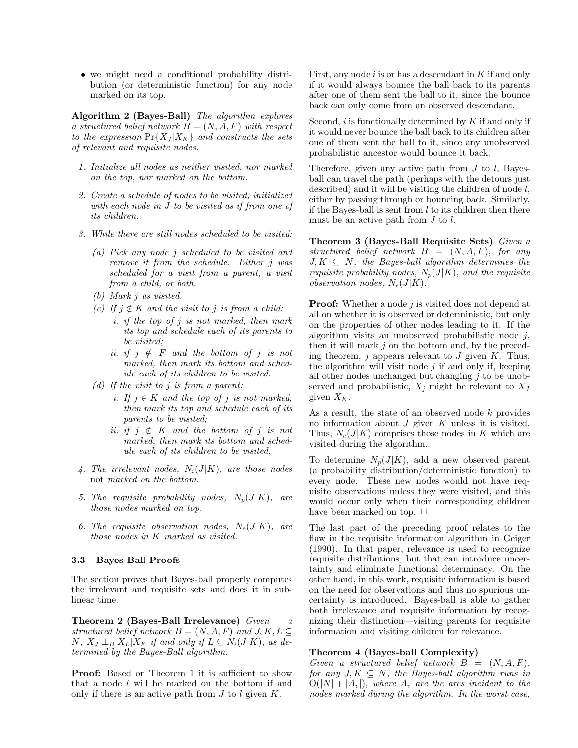- we might need a conditional probability distribution (or deterministic function) for any node marked on its top.

**Algorithm 2 (Bayes-Ball)** *The algorithm explores a structured belief network $B = (N, A, F)$ with respect to the expression $\Pr\{X_J|X_K\}$ and constructs the sets of relevant and requisite nodes.*

1. *Initialize all nodes as neither visited, nor marked on the top, nor marked on the bottom.*
2. *Create a schedule of nodes to be visited, initialized with each node in $J$ to be visited as if from one of its children.*
3. *While there are still nodes scheduled to be visited:*
   - (a) *Pick any node $j$ scheduled to be visited and remove it from the schedule. Either $j$ was scheduled for a visit from a parent, a visit from a child, or both.*
   - (b) *Mark $j$ as visited.*
   - (c) *If $j \notin K$ and the visit to $j$ is from a child:*
     - i. *if the top of $j$ is not marked, then mark its top and schedule each of its parents to be visited;*
     - ii. *if $j \notin F$ and the bottom of $j$ is not marked, then mark its bottom and schedule each of its children to be visited.*
   - (d) *If the visit to $j$ is from a parent:*
     - i. *If $j \in K$ and the top of $j$ is not marked, then mark its top and schedule each of its parents to be visited;*
     - ii. *if $j \notin K$ and the bottom of $j$ is not marked, then mark its bottom and schedule each of its children to be visited.*
4. *The irrelevant nodes, $N_i(J|K)$, are those nodes* not *marked on the bottom.*
5. *The requisite probability nodes, $N_p(J|K)$, are those nodes marked on top.*
6. *The requisite observation nodes, $N_e(J|K)$, are those nodes in $K$ marked as visited.*

### 3.3 Bayes-Ball Proofs

The section proves that Bayes-ball properly computes the irrelevant and requisite sets and does it in sublinear time.

**Theorem 2 (Bayes-Ball Irrelevance)** *Given a structured belief network $B = (N, A, F)$ and $J, K, L \subseteq N$, $X_J \perp_B X_L | X_K$ if and only if $L \subseteq N_i(J|K)$, as determined by the Bayes-Ball algorithm.*

**Proof:** Based on Theorem 1 it is sufficient to show that a node $l$ will be marked on the bottom if and only if there is an active path from $J$ to $l$ given $K$.

First, any node $i$ is or has a descendant in $K$ if and only if it would always bounce the ball back to its parents after one of them sent the ball to it, since the bounce back can only come from an observed descendant.

Second, $i$ is functionally determined by $K$ if and only if it would never bounce the ball back to its children after one of them sent the ball to it, since any unobserved probabilistic ancestor would bounce it back.

Therefore, given any active path from $J$ to $l$, Bayes-ball can travel the path (perhaps with the detours just described) and it will be visiting the children of node $l$, either by passing through or bouncing back. Similarly, if the Bayes-ball is sent from $l$ to its children then there must be an active path from $J$ to $l$. □

**Theorem 3 (Bayes-Ball Requisite Sets)** *Given a structured belief network $B = (N, A, F)$, for any $J, K \subseteq N$, the Bayes-ball algorithm determines the requisite probability nodes, $N_p(J|K)$, and the requisite observation nodes, $N_e(J|K)$.*

**Proof:** Whether a node $j$ is visited does not depend at all on whether it is observed or deterministic, but only on the properties of other nodes leading to it. If the algorithm visits an unobserved probabilistic node $j$, then it will mark $j$ on the bottom and, by the preceding theorem, $j$ appears relevant to $J$ given $K$. Thus, the algorithm will visit node $j$ if and only if, keeping all other nodes unchanged but changing $j$ to be unobserved and probabilistic, $X_j$ might be relevant to $X_J$ given $X_K$.

As a result, the state of an observed node $k$ provides no information about $J$ given $K$ unless it is visited. Thus, $N_e(J|K)$ comprises those nodes in $K$ which are visited during the algorithm.

To determine $N_p(J|K)$, add a new observed parent (a probability distribution/deterministic function) to every node. These new nodes would not have requisite observations unless they were visited, and this would occur only when their corresponding children have been marked on top. □

The last part of the preceding proof relates to the flaw in the requisite information algorithm in Geiger (1990). In that paper, relevance is used to recognize requisite distributions, but that can introduce uncertainty and eliminate functional determinacy. On the other hand, in this work, requisite information is based on the need for observations and thus no spurious uncertainty is introduced. Bayes-ball is able to gather both irrelevance and requisite information by recognizing their distinction—visiting parents for requisite information and visiting children for relevance.

**Theorem 4 (Bayes-ball Complexity)** *Given a structured belief network $B = (N, A, F)$, for any $J, K \subseteq N$, the Bayes-ball algorithm runs in $O(|N| + |A_v|)$, where $A_v$ are the arcs incident to the nodes marked during the algorithm. In the worst case,*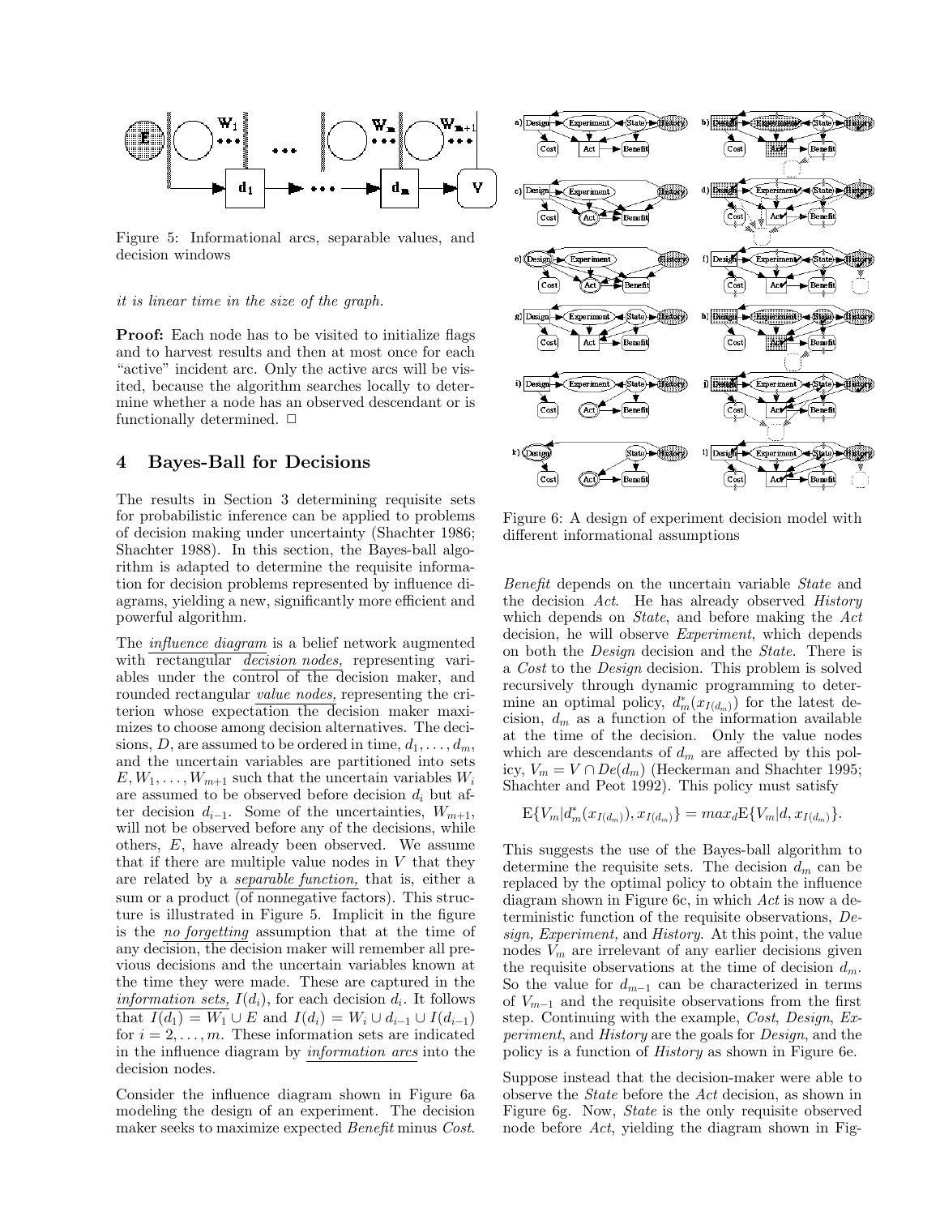Figure 5: Informational arcs, separable values, and decision windows

*it is linear time in the size of the graph.*

**Proof:** Each node has to be visited to initialize flags and to harvest results and then at most once for each "active" incident arc. Only the active arcs will be visited, because the algorithm searches locally to determine whether a node has an observed descendant or is functionally determined. □

## 4 Bayes-Ball for Decisions

The results in Section 3 determining requisite sets for probabilistic inference can be applied to problems of decision making under uncertainty (Shachter 1986; Shachter 1988). In this section, the Bayes-ball algorithm is adapted to determine the requisite information for decision problems represented by influence diagrams, yielding a new, significantly more efficient and powerful algorithm.

The *influence diagram* is a belief network augmented with rectangular *decision nodes,* representing variables under the control of the decision maker, and rounded rectangular *value nodes,* representing the criterion whose expectation the decision maker maximizes to choose among decision alternatives. The decisions, $D$, are assumed to be ordered in time, $d_1, \ldots, d_m$, and the uncertain variables are partitioned into sets $E, W_1, \ldots, W_{m+1}$ such that the uncertain variables $W_i$ are assumed to be observed before decision $d_i$ but after decision $d_{i-1}$. Some of the uncertainties, $W_{m+1}$, will not be observed before any of the decisions, while others, $E$, have already been observed. We assume that if there are multiple value nodes in $V$ that they are related by a *separable function,* that is, either a sum or a product (of nonnegative factors). This structure is illustrated in Figure 5. Implicit in the figure is the *no forgetting* assumption that at the time of any decision, the decision maker will remember all previous decisions and the uncertain variables known at the time they were made. These are captured in the *information sets,* $I(d_i)$, for each decision $d_i$. It follows that $I(d_1) = W_1 \cup E$ and $I(d_i) = W_i \cup d_{i-1} \cup I(d_{i-1})$ for $i = 2, \ldots, m$. These information sets are indicated in the influence diagram by *information arcs* into the decision nodes.

Consider the influence diagram shown in Figure 6a modeling the design of an experiment. The decision maker seeks to maximize expected *Benefit* minus *Cost*.

Figure 6: A design of experiment decision model with different informational assumptions

*Benefit* depends on the uncertain variable *State* and the decision *Act*. He has already observed *History* which depends on *State*, and before making the *Act* decision, he will observe *Experiment*, which depends on both the *Design* decision and the *State*. There is a *Cost* to the *Design* decision. This problem is solved recursively through dynamic programming to determine an optimal policy, $d^*_m(x_{I(d_m)})$ for the latest decision, $d_m$ as a function of the information available at the time of the decision. Only the value nodes which are descendants of $d_m$ are affected by this policy, $V_m = V \cap De(d_m)$ (Heckerman and Shachter 1995; Shachter and Peot 1992). This policy must satisfy

$$\mathrm{E}\{V_m | d^*_m(x_{I(d_m)}), x_{I(d_m)}\} = max_d \mathrm{E}\{V_m | d, x_{I(d_m)}\}.$$

This suggests the use of the Bayes-ball algorithm to determine the requisite sets. The decision $d_m$ can be replaced by the optimal policy to obtain the influence diagram shown in Figure 6c, in which *Act* is now a deterministic function of the requisite observations, *Design, Experiment,* and *History*. At this point, the value nodes $V_m$ are irrelevant of any earlier decisions given the requisite observations at the time of decision $d_m$. So the value for $d_{m-1}$ can be characterized in terms of $V_{m-1}$ and the requisite observations from the first step. Continuing with the example, *Cost*, *Design*, *Experiment*, and *History* are the goals for *Design*, and the policy is a function of *History* as shown in Figure 6e.

Suppose instead that the decision-maker were able to observe the *State* before the *Act* decision, as shown in Figure 6g. Now, *State* is the only requisite observed node before *Act*, yielding the diagram shown in Fig-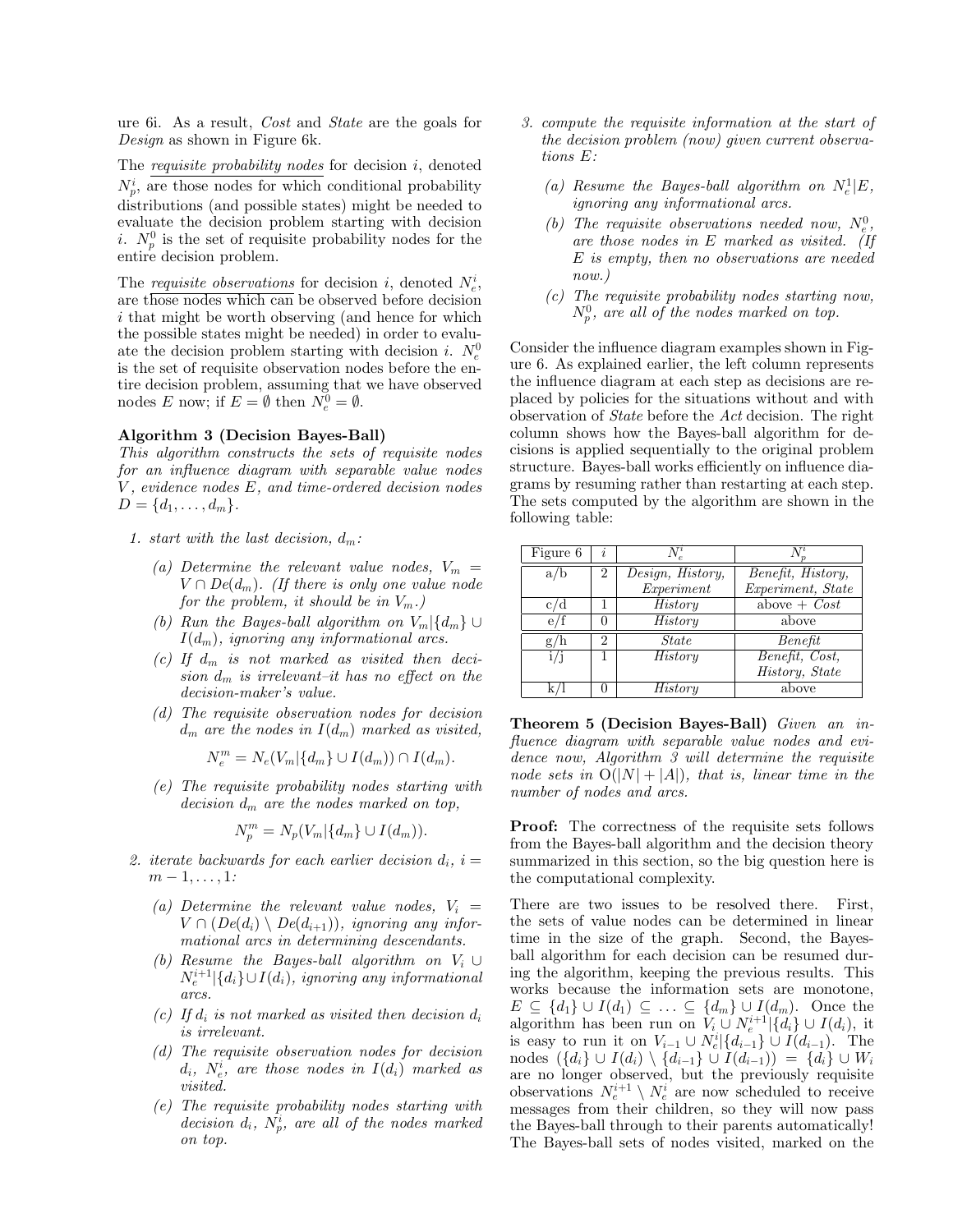ure 6i. As a result, *Cost* and *State* are the goals for *Design* as shown in Figure 6k.

The requisite probability nodes for decision $i$, denoted $N_p^i$, are those nodes for which conditional probability distributions (and possible states) might be needed to evaluate the decision problem starting with decision $i$. $N_p^0$ is the set of requisite probability nodes for the entire decision problem.

The requisite observations for decision $i$, denoted $N_e^i$, are those nodes which can be observed before decision $i$ that might be worth observing (and hence for which the possible states might be needed) in order to evaluate the decision problem starting with decision $i$. $N_e^0$ is the set of requisite observation nodes before the entire decision problem, assuming that we have observed nodes $E$ now; if $E = \emptyset$ then $N_e^0 = \emptyset$.

**Algorithm 3 (Decision Bayes-Ball)**
*This algorithm constructs the sets of requisite nodes for an influence diagram with separable value nodes $V$, evidence nodes $E$, and time-ordered decision nodes $D = \{d_1, \ldots, d_m\}$.*

1. *start with the last decision, $d_m$:*
   (a) *Determine the relevant value nodes, $V_m = V \cap De(d_m)$. (If there is only one value node for the problem, it should be in $V_m$.)*
   (b) *Run the Bayes-ball algorithm on $V_m | \{d_m\} \cup I(d_m)$, ignoring any informational arcs.*
   (c) *If $d_m$ is not marked as visited then decision $d_m$ is irrelevant–it has no effect on the decision-maker's value.*
   (d) *The requisite observation nodes for decision $d_m$ are the nodes in $I(d_m)$ marked as visited,*
   $$N_e^m = N_e(V_m | \{d_m\} \cup I(d_m)) \cap I(d_m).$$
   (e) *The requisite probability nodes starting with decision $d_m$ are the nodes marked on top,*
   $$N_p^m = N_p(V_m | \{d_m\} \cup I(d_m)).$$
2. *iterate backwards for each earlier decision $d_i$, $i = m-1, \ldots, 1$:*
   (a) *Determine the relevant value nodes, $V_i = V \cap (De(d_i) \setminus De(d_{i+1}))$, ignoring any informational arcs in determining descendants.*
   (b) *Resume the Bayes-ball algorithm on $V_i \cup N_e^{i+1} | \{d_i\} \cup I(d_i)$, ignoring any informational arcs.*
   (c) *If $d_i$ is not marked as visited then decision $d_i$ is irrelevant.*
   (d) *The requisite observation nodes for decision $d_i$, $N_e^i$, are those nodes in $I(d_i)$ marked as visited.*
   (e) *The requisite probability nodes starting with decision $d_i$, $N_p^i$, are all of the nodes marked on top.*
3. *compute the requisite information at the start of the decision problem (now) given current observations $E$:*
   (a) *Resume the Bayes-ball algorithm on $N_e^1 | E$, ignoring any informational arcs.*
   (b) *The requisite observations needed now, $N_e^0$, are those nodes in $E$ marked as visited. (If $E$ is empty, then no observations are needed now.)*
   (c) *The requisite probability nodes starting now, $N_p^0$, are all of the nodes marked on top.*

Consider the influence diagram examples shown in Figure 6. As explained earlier, the left column represents the influence diagram at each step as decisions are replaced by policies for the situations without and with observation of *State* before the *Act* decision. The right column shows how the Bayes-ball algorithm for decisions is applied sequentially to the original problem structure. Bayes-ball works efficiently on influence diagrams by resuming rather than restarting at each step. The sets computed by the algorithm are shown in the following table:

| Figure 6 | $i$ | $N_e^i$ | $N_p^i$ |
|---|---|---|---|
| a/b | 2 | *Design, History, Experiment* | *Benefit, History, Experiment, State* |
| c/d | 1 | *History* | above + *Cost* |
| e/f | 0 | *History* | above |
| g/h | 2 | *State* | *Benefit* |
| i/j | 1 | *History* | *Benefit, Cost, History, State* |
| k/l | 0 | *History* | above |

**Theorem 5 (Decision Bayes-Ball)** *Given an influence diagram with separable value nodes and evidence now, Algorithm 3 will determine the requisite node sets in $O(|N| + |A|)$, that is, linear time in the number of nodes and arcs.*

**Proof:** The correctness of the requisite sets follows from the Bayes-ball algorithm and the decision theory summarized in this section, so the big question here is the computational complexity.

There are two issues to be resolved there. First, the sets of value nodes can be determined in linear time in the size of the graph. Second, the Bayes-ball algorithm for each decision can be resumed during the algorithm, keeping the previous results. This works because the information sets are monotone, $E \subseteq \{d_1\} \cup I(d_1) \subseteq \ldots \subseteq \{d_m\} \cup I(d_m)$. Once the algorithm has been run on $V_i \cup N_e^{i+1} | \{d_i\} \cup I(d_i)$, it is easy to run it on $V_{i-1} \cup N_e^i | \{d_{i-1}\} \cup I(d_{i-1})$. The nodes $(\{d_i\} \cup I(d_i) \setminus \{d_{i-1}\} \cup I(d_{i-1})) = \{d_i\} \cup W_i$ are no longer observed, but the previously requisite observations $N_e^{i+1} \setminus N_e^i$ are now scheduled to receive messages from their children, so they will now pass the Bayes-ball through to their parents automatically! The Bayes-ball sets of nodes visited, marked on the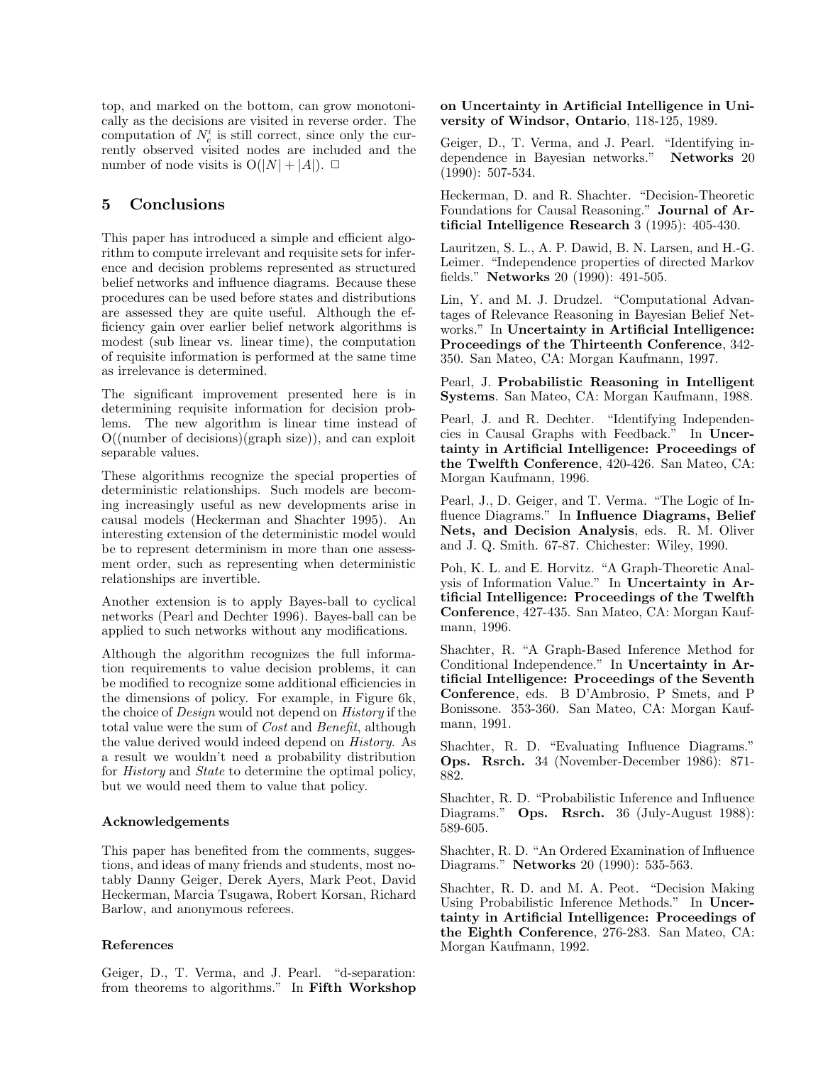top, and marked on the bottom, can grow monotonically as the decisions are visited in reverse order. The computation of $N_e^i$ is still correct, since only the currently observed visited nodes are included and the number of node visits is $O(|N| + |A|)$. □

## 5 Conclusions

This paper has introduced a simple and efficient algorithm to compute irrelevant and requisite sets for inference and decision problems represented as structured belief networks and influence diagrams. Because these procedures can be used before states and distributions are assessed they are quite useful. Although the efficiency gain over earlier belief network algorithms is modest (sub linear vs. linear time), the computation of requisite information is performed at the same time as irrelevance is determined.

The significant improvement presented here is in determining requisite information for decision problems. The new algorithm is linear time instead of O((number of decisions)(graph size)), and can exploit separable values.

These algorithms recognize the special properties of deterministic relationships. Such models are becoming increasingly useful as new developments arise in causal models (Heckerman and Shachter 1995). An interesting extension of the deterministic model would be to represent determinism in more than one assessment order, such as representing when deterministic relationships are invertible.

Another extension is to apply Bayes-ball to cyclical networks (Pearl and Dechter 1996). Bayes-ball can be applied to such networks without any modifications.

Although the algorithm recognizes the full information requirements to value decision problems, it can be modified to recognize some additional efficiencies in the dimensions of policy. For example, in Figure 6k, the choice of *Design* would not depend on *History* if the total value were the sum of *Cost* and *Benefit*, although the value derived would indeed depend on *History*. As a result we wouldn't need a probability distribution for *History* and *State* to determine the optimal policy, but we would need them to value that policy.

### Acknowledgements

This paper has benefited from the comments, suggestions, and ideas of many friends and students, most notably Danny Geiger, Derek Ayers, Mark Peot, David Heckerman, Marcia Tsugawa, Robert Korsan, Richard Barlow, and anonymous referees.

### References

Geiger, D., T. Verma, and J. Pearl. "d-separation: from theorems to algorithms." In **Fifth Workshop on Uncertainty in Artificial Intelligence in University of Windsor, Ontario**, 118-125, 1989.

Geiger, D., T. Verma, and J. Pearl. "Identifying independence in Bayesian networks." **Networks** 20 (1990): 507-534.

Heckerman, D. and R. Shachter. "Decision-Theoretic Foundations for Causal Reasoning." **Journal of Artificial Intelligence Research** 3 (1995): 405-430.

Lauritzen, S. L., A. P. Dawid, B. N. Larsen, and H.-G. Leimer. "Independence properties of directed Markov fields." **Networks** 20 (1990): 491-505.

Lin, Y. and M. J. Drudzel. "Computational Advantages of Relevance Reasoning in Bayesian Belief Networks." In **Uncertainty in Artificial Intelligence: Proceedings of the Thirteenth Conference**, 342-350. San Mateo, CA: Morgan Kaufmann, 1997.

Pearl, J. **Probabilistic Reasoning in Intelligent Systems**. San Mateo, CA: Morgan Kaufmann, 1988.

Pearl, J. and R. Dechter. "Identifying Independencies in Causal Graphs with Feedback." In **Uncertainty in Artificial Intelligence: Proceedings of the Twelfth Conference**, 420-426. San Mateo, CA: Morgan Kaufmann, 1996.

Pearl, J., D. Geiger, and T. Verma. "The Logic of Influence Diagrams." In **Influence Diagrams, Belief Nets, and Decision Analysis**, eds. R. M. Oliver and J. Q. Smith. 67-87. Chichester: Wiley, 1990.

Poh, K. L. and E. Horvitz. "A Graph-Theoretic Analysis of Information Value." In **Uncertainty in Artificial Intelligence: Proceedings of the Twelfth Conference**, 427-435. San Mateo, CA: Morgan Kaufmann, 1996.

Shachter, R. "A Graph-Based Inference Method for Conditional Independence." In **Uncertainty in Artificial Intelligence: Proceedings of the Seventh Conference**, eds. B D'Ambrosio, P Smets, and P Bonissone. 353-360. San Mateo, CA: Morgan Kaufmann, 1991.

Shachter, R. D. "Evaluating Influence Diagrams." **Ops. Rsrch.** 34 (November-December 1986): 871-882.

Shachter, R. D. "Probabilistic Inference and Influence Diagrams." **Ops. Rsrch.** 36 (July-August 1988): 589-605.

Shachter, R. D. "An Ordered Examination of Influence Diagrams." **Networks** 20 (1990): 535-563.

Shachter, R. D. and M. A. Peot. "Decision Making Using Probabilistic Inference Methods." In **Uncertainty in Artificial Intelligence: Proceedings of the Eighth Conference**, 276-283. San Mateo, CA: Morgan Kaufmann, 1992.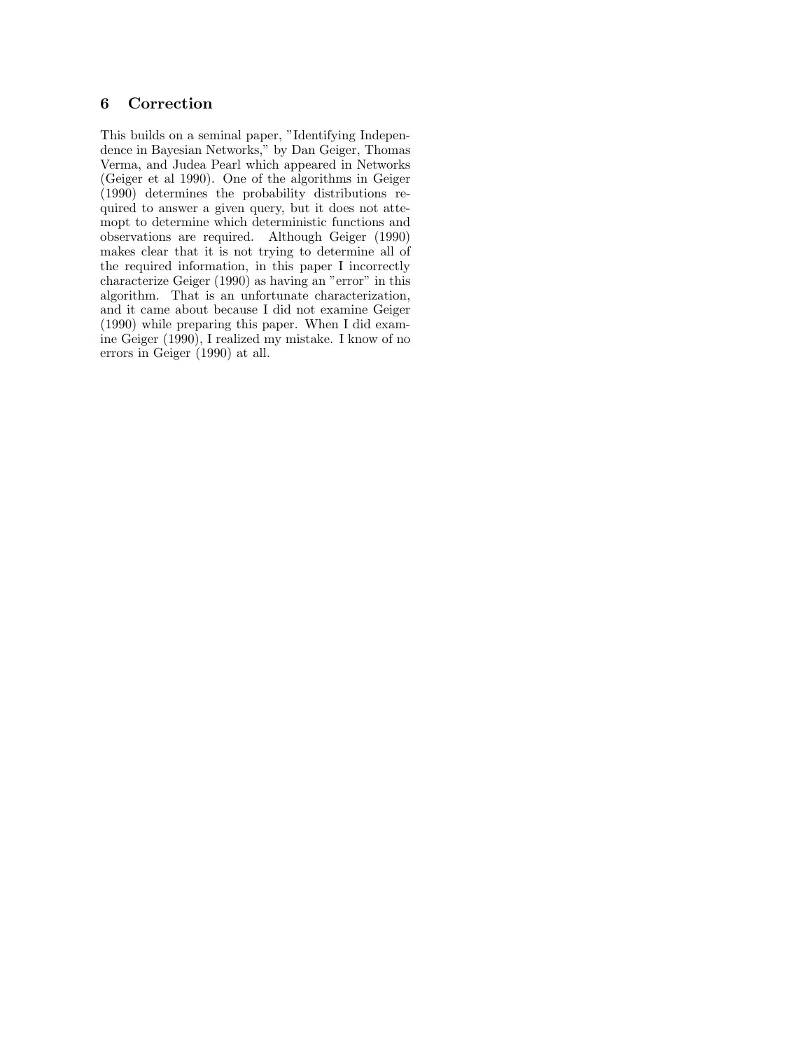## 6 Correction

This builds on a seminal paper, "Identifying Independence in Bayesian Networks," by Dan Geiger, Thomas Verma, and Judea Pearl which appeared in Networks (Geiger et al 1990). One of the algorithms in Geiger (1990) determines the probability distributions required to answer a given query, but it does not attemopt to determine which deterministic functions and observations are required. Although Geiger (1990) makes clear that it is not trying to determine all of the required information, in this paper I incorrectly characterize Geiger (1990) as having an "error" in this algorithm. That is an unfortunate characterization, and it came about because I did not examine Geiger (1990) while preparing this paper. When I did examine Geiger (1990), I realized my mistake. I know of no errors in Geiger (1990) at all.